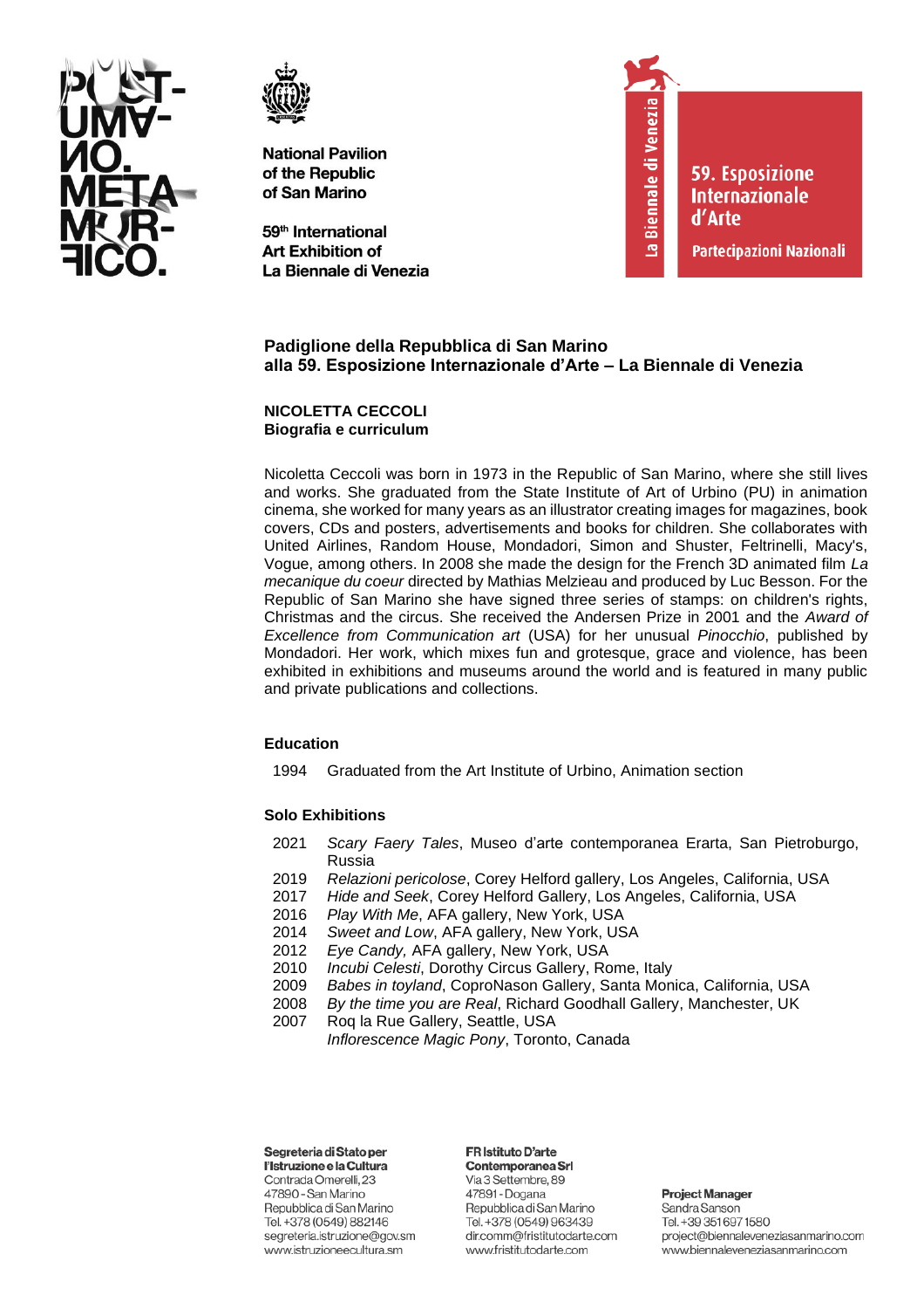National Pavilion
of the Republic
of San Marino

59th International
Art Exhibition of
La Biennale di Venezia

La Biennale di Venezia

59. Esposizione Internazionale d'Arte

Partecipazioni Nazionali

**Padiglione della Repubblica di San Marino**
**alla 59. Esposizione Internazionale d'Arte – La Biennale di Venezia**

**NICOLETTA CECCOLI**
**Biografia e curriculum**

Nicoletta Ceccoli was born in 1973 in the Republic of San Marino, where she still lives and works. She graduated from the State Institute of Art of Urbino (PU) in animation cinema, she worked for many years as an illustrator creating images for magazines, book covers, CDs and posters, advertisements and books for children. She collaborates with United Airlines, Random House, Mondadori, Simon and Shuster, Feltrinelli, Macy's, Vogue, among others. In 2008 she made the design for the French 3D animated film *La mecanique du coeur* directed by Mathias Melzieau and produced by Luc Besson. For the Republic of San Marino she have signed three series of stamps: on children's rights, Christmas and the circus. She received the Andersen Prize in 2001 and the *Award of Excellence from Communication art* (USA) for her unusual *Pinocchio*, published by Mondadori. Her work, which mixes fun and grotesque, grace and violence, has been exhibited in exhibitions and museums around the world and is featured in many public and private publications and collections.

**Education**

1994 Graduated from the Art Institute of Urbino, Animation section

**Solo Exhibitions**

2021 *Scary Faery Tales*, Museo d'arte contemporanea Erarta, San Pietroburgo, Russia
2019 *Relazioni pericolose*, Corey Helford gallery, Los Angeles, California, USA
2017 *Hide and Seek*, Corey Helford Gallery, Los Angeles, California, USA
2016 *Play With Me*, AFA gallery, New York, USA
2014 *Sweet and Low*, AFA gallery, New York, USA
2012 *Eye Candy,* AFA gallery, New York, USA
2010 *Incubi Celesti*, Dorothy Circus Gallery, Rome, Italy
2009 *Babes in toyland*, CoproNason Gallery, Santa Monica, California, USA
2008 *By the time you are Real*, Richard Goodhall Gallery, Manchester, UK
2007 Roq la Rue Gallery, Seattle, USA
*Inflorescence Magic Pony*, Toronto, Canada

**Segreteria di Stato per l'Istruzione e la Cultura**
Contrada Omerelli, 23
47890 - San Marino
Repubblica di San Marino
Tel. +378 (0549) 882146
segreteria.istruzione@gov.sm
www.istruzioneecultura.sm

**FR Istituto D'arte Contemporanea Srl**
Via 3 Settembre, 89
47891 - Dogana
Repubblica di San Marino
Tel. +378 (0549) 963439
dir.comm@fristitutodarte.com
www.fristitutodarte.com

**Project Manager**
Sandra Sanson
Tel. +39 351 697 1580
project@biennaleveneziasanmarino.com
www.biennaleveneziasanmarino.com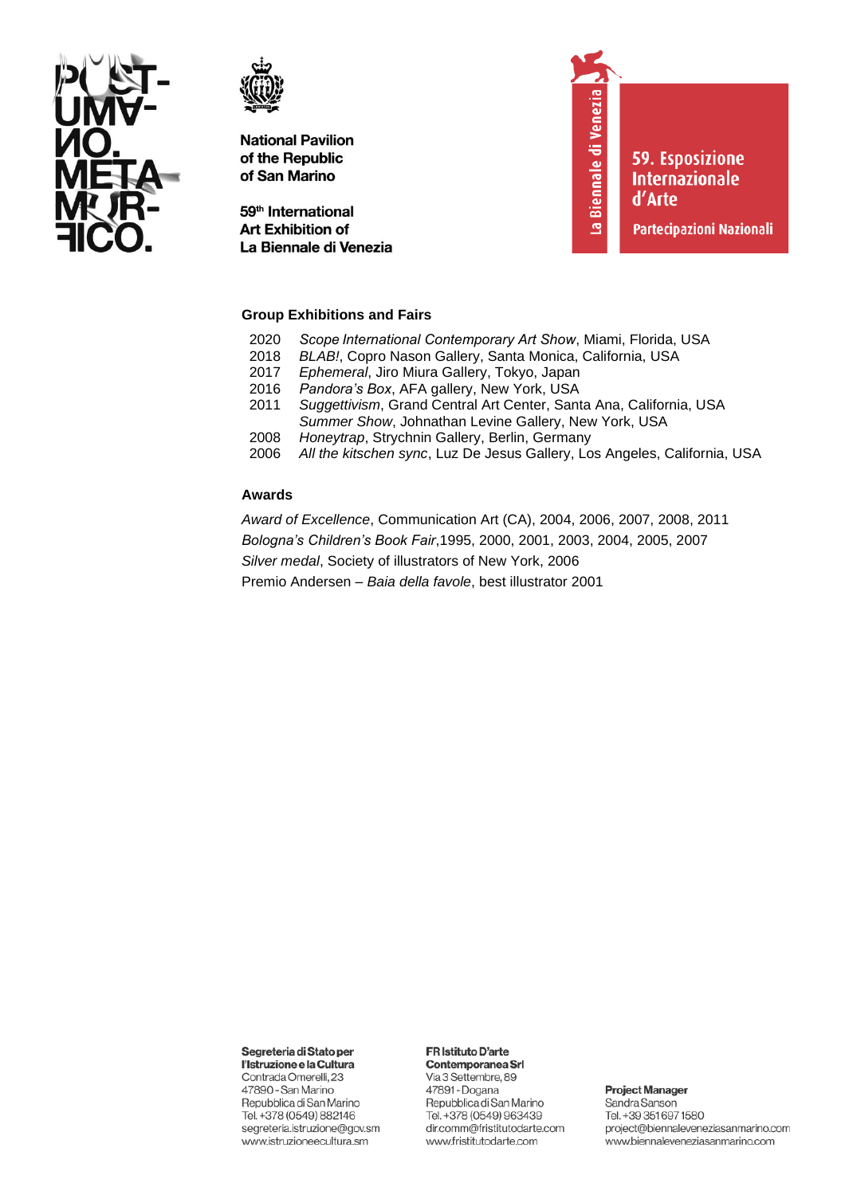## Group Exhibitions and Fairs

2020 *Scope International Contemporary Art Show*, Miami, Florida, USA
2018 *BLAB!*, Copro Nason Gallery, Santa Monica, California, USA
2017 *Ephemeral*, Jiro Miura Gallery, Tokyo, Japan
2016 *Pandora's Box*, AFA gallery, New York, USA
2011 *Suggettivism*, Grand Central Art Center, Santa Ana, California, USA
*Summer Show*, Johnathan Levine Gallery, New York, USA
2008 *Honeytrap*, Strychnin Gallery, Berlin, Germany
2006 *All the kitschen sync*, Luz De Jesus Gallery, Los Angeles, California, USA

## Awards

*Award of Excellence*, Communication Art (CA), 2004, 2006, 2007, 2008, 2011
*Bologna's Children's Book Fair*,1995, 2000, 2001, 2003, 2004, 2005, 2007
*Silver medal*, Society of illustrators of New York, 2006
Premio Andersen – *Baia della favole*, best illustrator 2001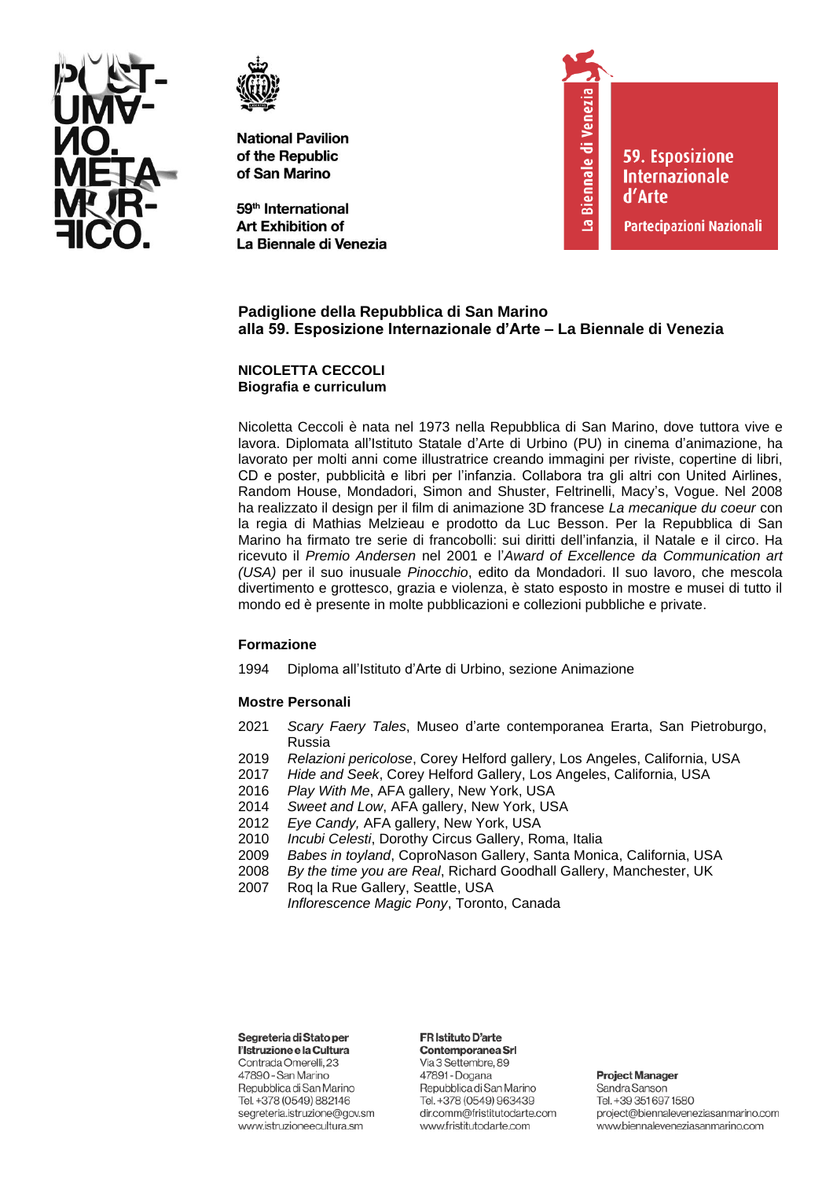National Pavilion of the Republic of San Marino

59th International Art Exhibition of La Biennale di Venezia

La Biennale di Venezia

59. Esposizione Internazionale d'Arte

Partecipazioni Nazionali

## Padiglione della Repubblica di San Marino alla 59. Esposizione Internazionale d'Arte – La Biennale di Venezia

### NICOLETTA CECCOLI
**Biografia e curriculum**

Nicoletta Ceccoli è nata nel 1973 nella Repubblica di San Marino, dove tuttora vive e lavora. Diplomata all'Istituto Statale d'Arte di Urbino (PU) in cinema d'animazione, ha lavorato per molti anni come illustratrice creando immagini per riviste, copertine di libri, CD e poster, pubblicità e libri per l'infanzia. Collabora tra gli altri con United Airlines, Random House, Mondadori, Simon and Shuster, Feltrinelli, Macy's, Vogue. Nel 2008 ha realizzato il design per il film di animazione 3D francese *La mecanique du coeur* con la regia di Mathias Melzieau e prodotto da Luc Besson. Per la Repubblica di San Marino ha firmato tre serie di francobolli: sui diritti dell'infanzia, il Natale e il circo. Ha ricevuto il *Premio Andersen* nel 2001 e l'*Award of Excellence da Communication art (USA)* per il suo inusuale *Pinocchio*, edito da Mondadori. Il suo lavoro, che mescola divertimento e grottesco, grazia e violenza, è stato esposto in mostre e musei di tutto il mondo ed è presente in molte pubblicazioni e collezioni pubbliche e private.

### Formazione

1994 Diploma all'Istituto d'Arte di Urbino, sezione Animazione

### Mostre Personali

2021 *Scary Faery Tales*, Museo d'arte contemporanea Erarta, San Pietroburgo, Russia
2019 *Relazioni pericolose*, Corey Helford gallery, Los Angeles, California, USA
2017 *Hide and Seek*, Corey Helford Gallery, Los Angeles, California, USA
2016 *Play With Me*, AFA gallery, New York, USA
2014 *Sweet and Low*, AFA gallery, New York, USA
2012 *Eye Candy,* AFA gallery, New York, USA
2010 *Incubi Celesti*, Dorothy Circus Gallery, Roma, Italia
2009 *Babes in toyland*, CoproNason Gallery, Santa Monica, California, USA
2008 *By the time you are Real*, Richard Goodhall Gallery, Manchester, UK
2007 Roq la Rue Gallery, Seattle, USA
*Inflorescence Magic Pony*, Toronto, Canada

**Segreteria di Stato per l'Istruzione e la Cultura**
Contrada Omerelli, 23
47890 - San Marino
Repubblica di San Marino
Tel. +378 (0549) 882146
segreteria.istruzione@gov.sm
www.istruzioneecultura.sm

**FR Istituto D'arte Contemporanea Srl**
Via 3 Settembre, 89
47891 - Dogana
Repubblica di San Marino
Tel. +378 (0549) 963439
dir.comm@fristitutodarte.com
www.fristitutodarte.com

**Project Manager**
Sandra Sanson
Tel. +39 351 697 1580
project@biennaleveneziasanmarino.com
www.biennaleveneziasanmarino.com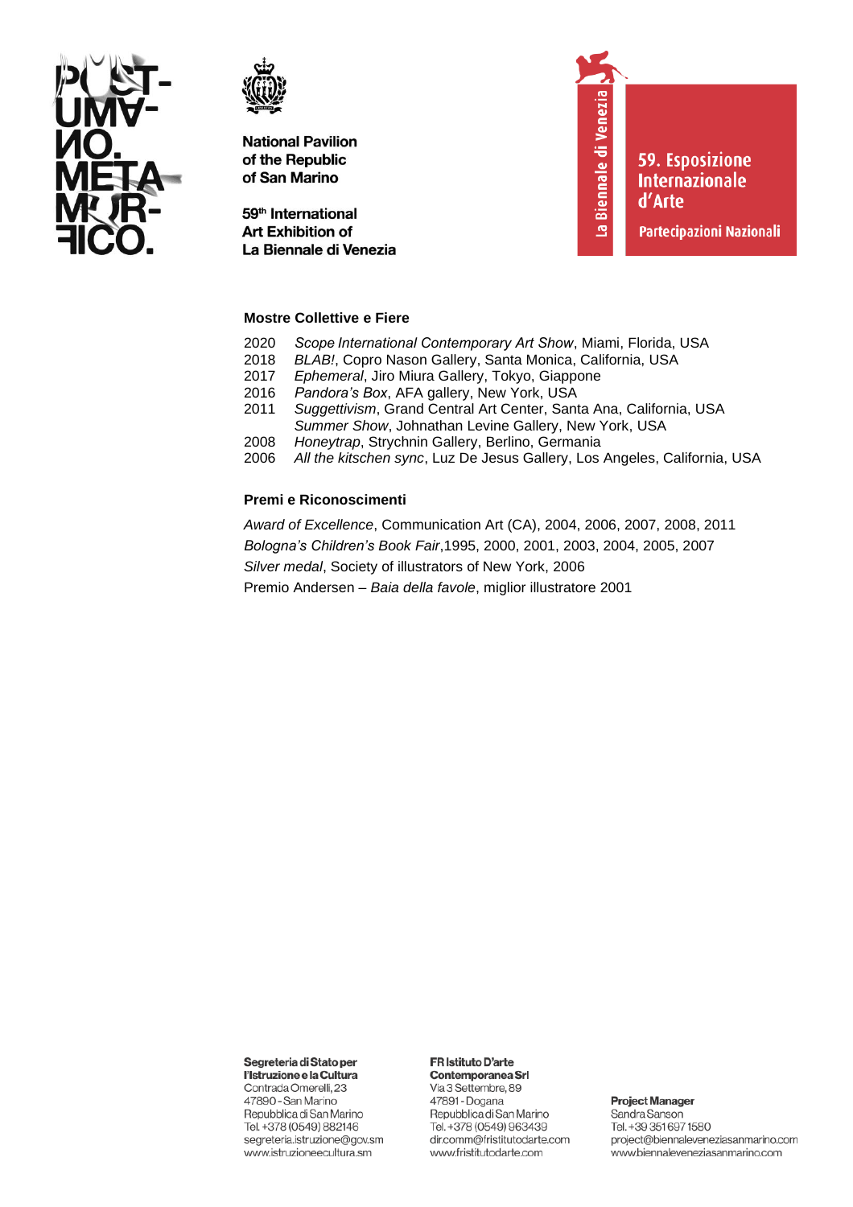### Mostre Collettive e Fiere

2020 *Scope International Contemporary Art Show*, Miami, Florida, USA
2018 *BLAB!*, Copro Nason Gallery, Santa Monica, California, USA
2017 *Ephemeral*, Jiro Miura Gallery, Tokyo, Giappone
2016 *Pandora's Box*, AFA gallery, New York, USA
2011 *Suggettivism*, Grand Central Art Center, Santa Ana, California, USA
*Summer Show*, Johnathan Levine Gallery, New York, USA
2008 *Honeytrap*, Strychnin Gallery, Berlino, Germania
2006 *All the kitschen sync*, Luz De Jesus Gallery, Los Angeles, California, USA

### Premi e Riconoscimenti

*Award of Excellence*, Communication Art (CA), 2004, 2006, 2007, 2008, 2011

*Bologna's Children's Book Fair*,1995, 2000, 2001, 2003, 2004, 2005, 2007

*Silver medal*, Society of illustrators of New York, 2006

Premio Andersen – *Baia della favole*, miglior illustratore 2001